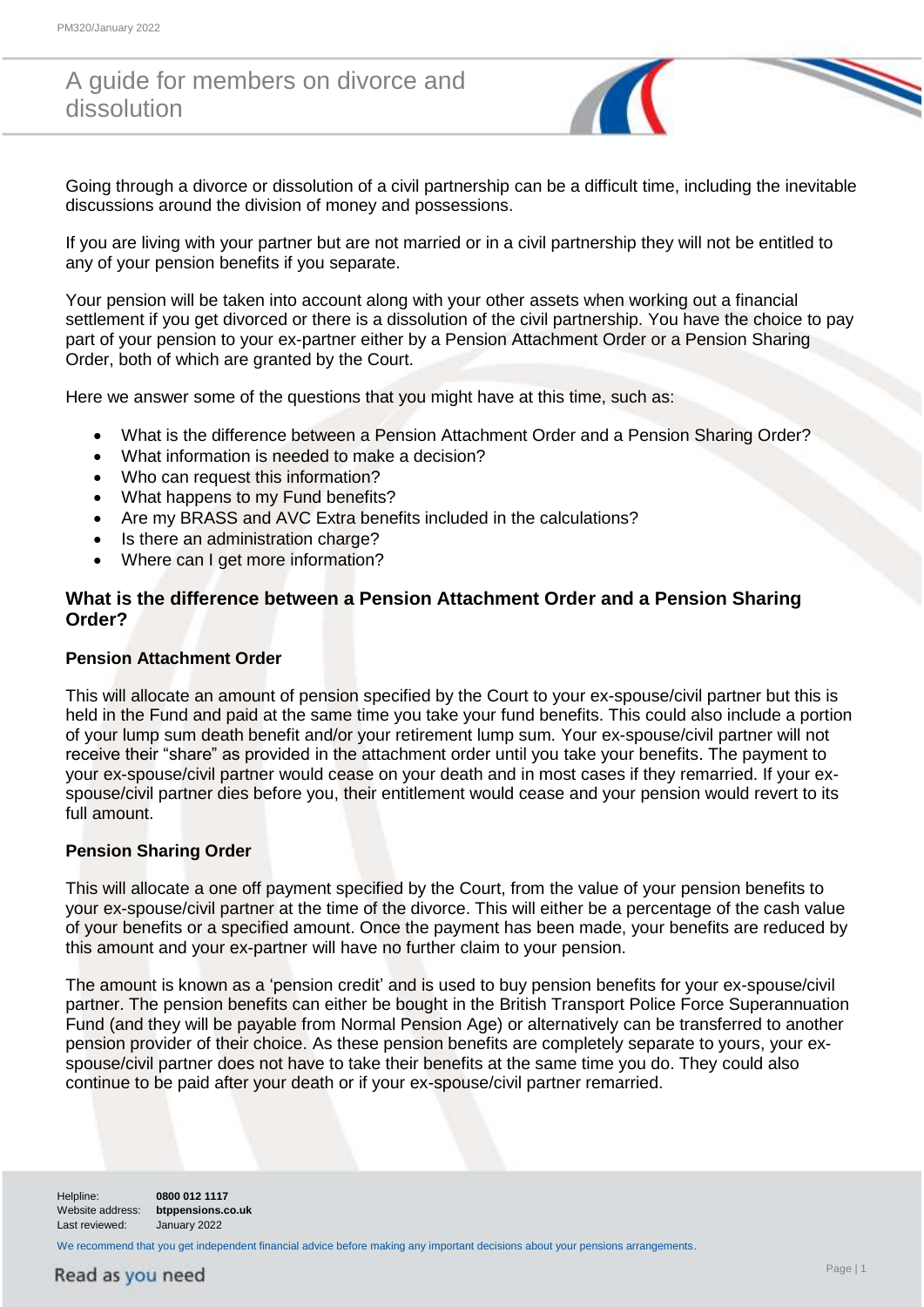# A guide for members on divorce and dissolution

Going through a divorce or dissolution of a civil partnership can be a difficult time, including the inevitable discussions around the division of money and possessions.

If you are living with your partner but are not married or in a civil partnership they will not be entitled to any of your pension benefits if you separate.

Your pension will be taken into account along with your other assets when working out a financial settlement if you get divorced or there is a dissolution of the civil partnership. You have the choice to pay part of your pension to your ex-partner either by a Pension Attachment Order or a Pension Sharing Order, both of which are granted by the Court.

Here we answer some of the questions that you might have at this time, such as:

- What is the difference between a Pension Attachment Order and a Pension Sharing Order?
- What information is needed to make a decision?
- Who can request this information?
- What happens to my Fund benefits?
- Are my BRASS and AVC Extra benefits included in the calculations?
- Is there an administration charge?
- Where can I get more information?

## What is the difference between a Pension Attachment Order and a Pension Sharing Order?

### Pension Attachment Order

This will allocate an amount of pension specified by the Court to your ex-spouse/civil partner but this is held in the Fund and paid at the same time you take your fund benefits. This could also include a portion of your lump sum death benefit and/or your retirement lump sum. Your ex-spouse/civil partner will not receive their "share" as provided in the attachment order until you take your benefits. The payment to your ex-spouse/civil partner would cease on your death and in most cases if they remarried. If your ex-spouse/civil partner dies before you, their entitlement would cease and your pension would revert to its full amount.

### Pension Sharing Order

This will allocate a one off payment specified by the Court, from the value of your pension benefits to your ex-spouse/civil partner at the time of the divorce. This will either be a percentage of the cash value of your benefits or a specified amount. Once the payment has been made, your benefits are reduced by this amount and your ex-partner will have no further claim to your pension.

The amount is known as a 'pension credit' and is used to buy pension benefits for your ex-spouse/civil partner. The pension benefits can either be bought in the British Transport Police Force Superannuation Fund (and they will be payable from Normal Pension Age) or alternatively can be transferred to another pension provider of their choice. As these pension benefits are completely separate to yours, your ex-spouse/civil partner does not have to take their benefits at the same time you do. They could also continue to be paid after your death or if your ex-spouse/civil partner remarried.

Helpline: **0800 012 1117**
Website address: **btppensions.co.uk**
Last reviewed: January 2022

We recommend that you get independent financial advice before making any important decisions about your pensions arrangements.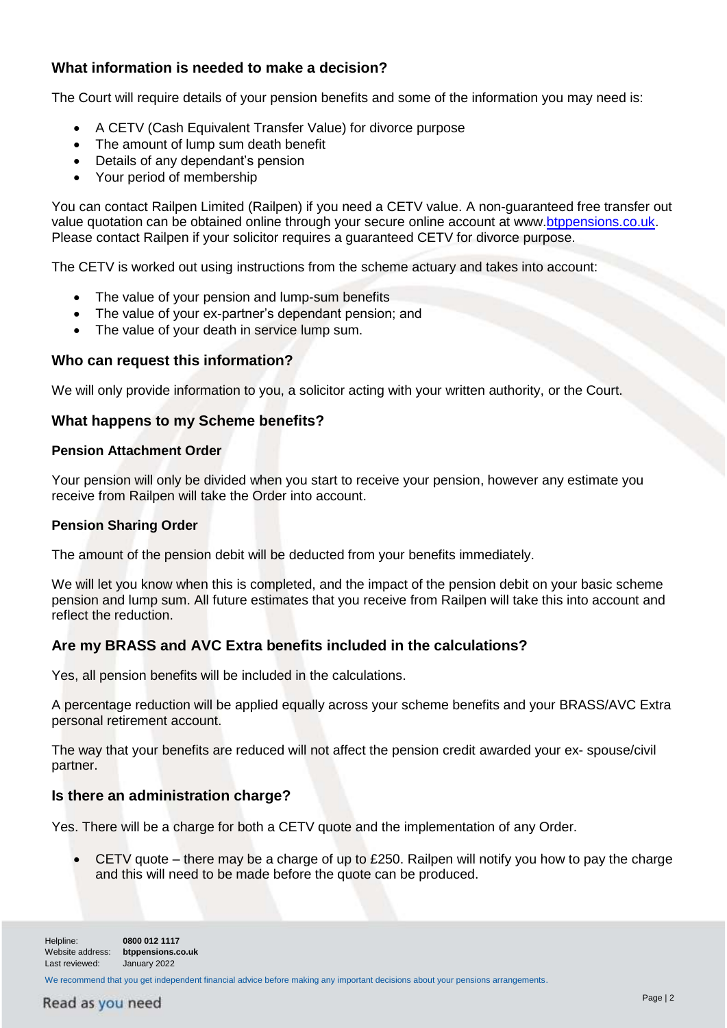## What information is needed to make a decision?

The Court will require details of your pension benefits and some of the information you may need is:

- A CETV (Cash Equivalent Transfer Value) for divorce purpose
- The amount of lump sum death benefit
- Details of any dependant's pension
- Your period of membership

You can contact Railpen Limited (Railpen) if you need a CETV value. A non-guaranteed free transfer out value quotation can be obtained online through your secure online account at www.btppensions.co.uk. Please contact Railpen if your solicitor requires a guaranteed CETV for divorce purpose.

The CETV is worked out using instructions from the scheme actuary and takes into account:

- The value of your pension and lump-sum benefits
- The value of your ex-partner's dependant pension; and
- The value of your death in service lump sum.

## Who can request this information?

We will only provide information to you, a solicitor acting with your written authority, or the Court.

## What happens to my Scheme benefits?

### Pension Attachment Order

Your pension will only be divided when you start to receive your pension, however any estimate you receive from Railpen will take the Order into account.

### Pension Sharing Order

The amount of the pension debit will be deducted from your benefits immediately.

We will let you know when this is completed, and the impact of the pension debit on your basic scheme pension and lump sum. All future estimates that you receive from Railpen will take this into account and reflect the reduction.

## Are my BRASS and AVC Extra benefits included in the calculations?

Yes, all pension benefits will be included in the calculations.

A percentage reduction will be applied equally across your scheme benefits and your BRASS/AVC Extra personal retirement account.

The way that your benefits are reduced will not affect the pension credit awarded your ex- spouse/civil partner.

## Is there an administration charge?

Yes. There will be a charge for both a CETV quote and the implementation of any Order.

- CETV quote – there may be a charge of up to £250. Railpen will notify you how to pay the charge and this will need to be made before the quote can be produced.

Helpline: **0800 012 1117**
Website address: **btppensions.co.uk**
Last reviewed: January 2022

We recommend that you get independent financial advice before making any important decisions about your pensions arrangements.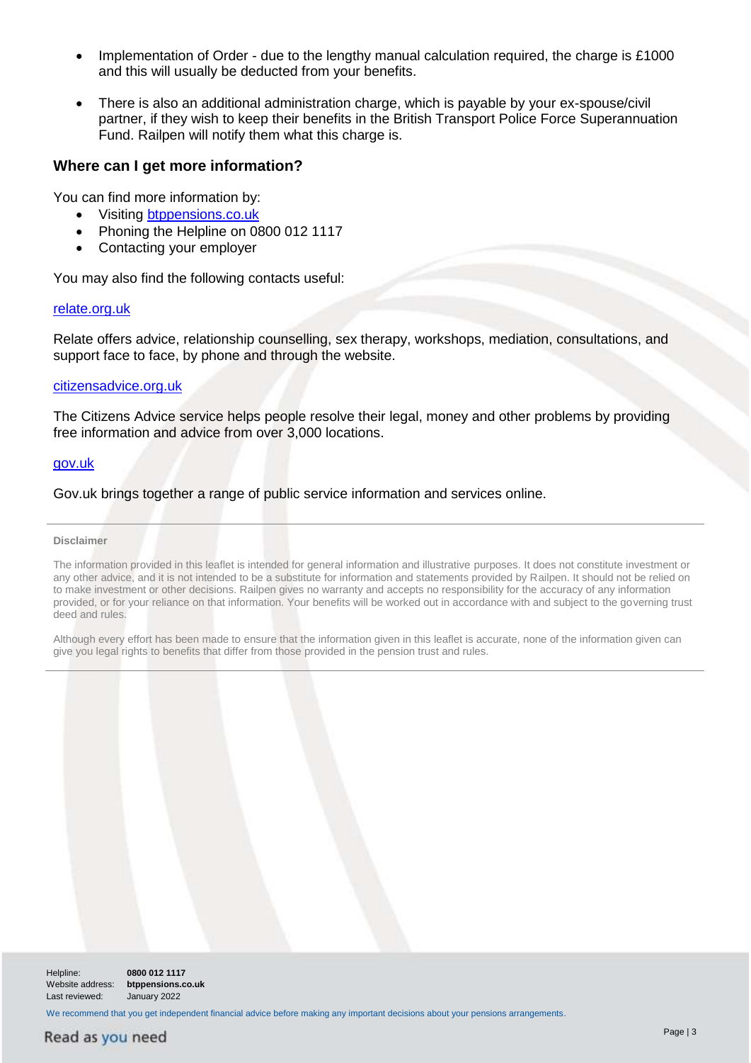- Implementation of Order - due to the lengthy manual calculation required, the charge is £1000 and this will usually be deducted from your benefits.
- There is also an additional administration charge, which is payable by your ex-spouse/civil partner, if they wish to keep their benefits in the British Transport Police Force Superannuation Fund. Railpen will notify them what this charge is.

### Where can I get more information?

You can find more information by:

- Visiting btppensions.co.uk
- Phoning the Helpline on 0800 012 1117
- Contacting your employer

You may also find the following contacts useful:

relate.org.uk

Relate offers advice, relationship counselling, sex therapy, workshops, mediation, consultations, and support face to face, by phone and through the website.

citizensadvice.org.uk

The Citizens Advice service helps people resolve their legal, money and other problems by providing free information and advice from over 3,000 locations.

gov.uk

Gov.uk brings together a range of public service information and services online.

---

**Disclaimer**

The information provided in this leaflet is intended for general information and illustrative purposes. It does not constitute investment or any other advice, and it is not intended to be a substitute for information and statements provided by Railpen. It should not be relied on to make investment or other decisions. Railpen gives no warranty and accepts no responsibility for the accuracy of any information provided, or for your reliance on that information. Your benefits will be worked out in accordance with and subject to the governing trust deed and rules.

Although every effort has been made to ensure that the information given in this leaflet is accurate, none of the information given can give you legal rights to benefits that differ from those provided in the pension trust and rules.

---

Helpline: **0800 012 1117**
Website address: **btppensions.co.uk**
Last reviewed: January 2022

We recommend that you get independent financial advice before making any important decisions about your pensions arrangements.

Read as you need